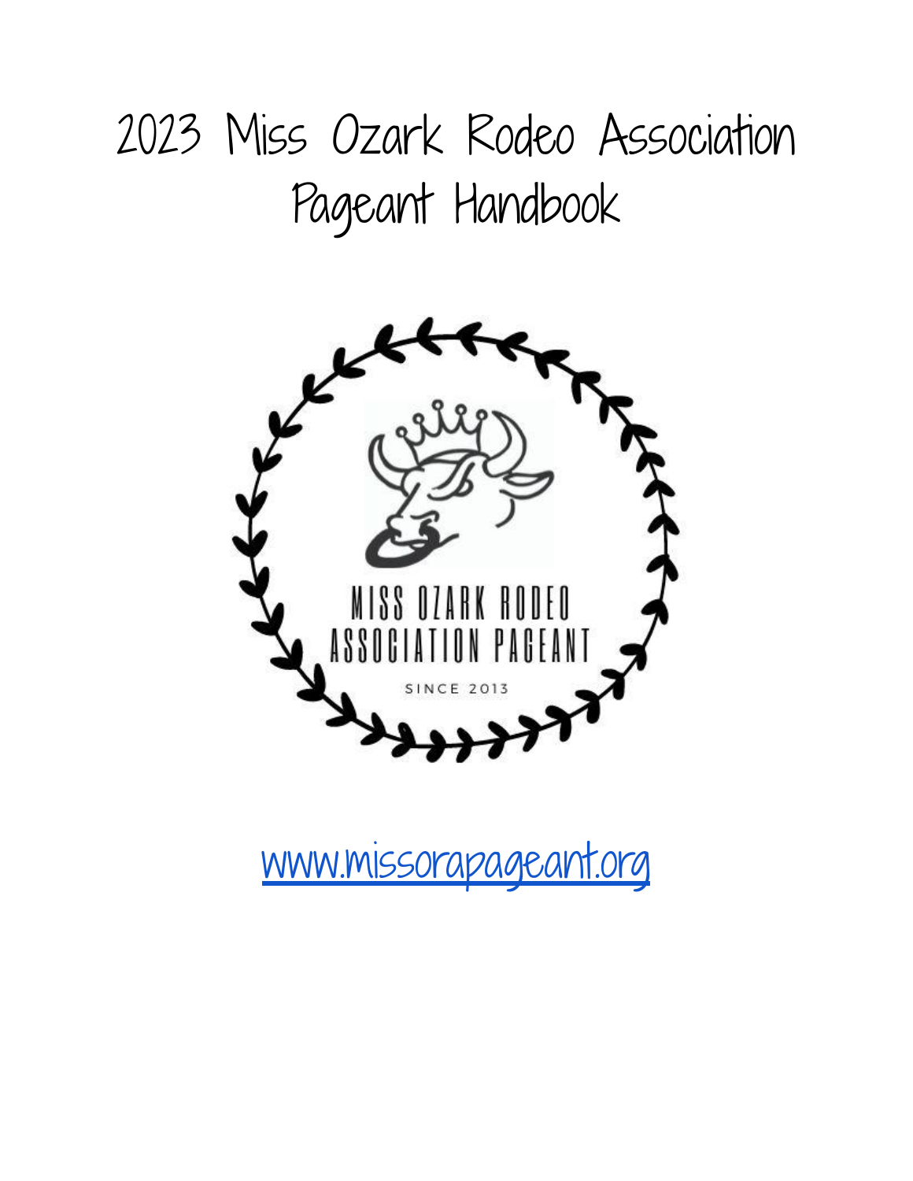# 2023 Miss Ozark Rodeo Association Pageant Handbook

MISS OZARK RODEO ASSOCIATION PAGEANT

SINCE 2013

[www.missorapageant.org](http://www.missorapageant.org)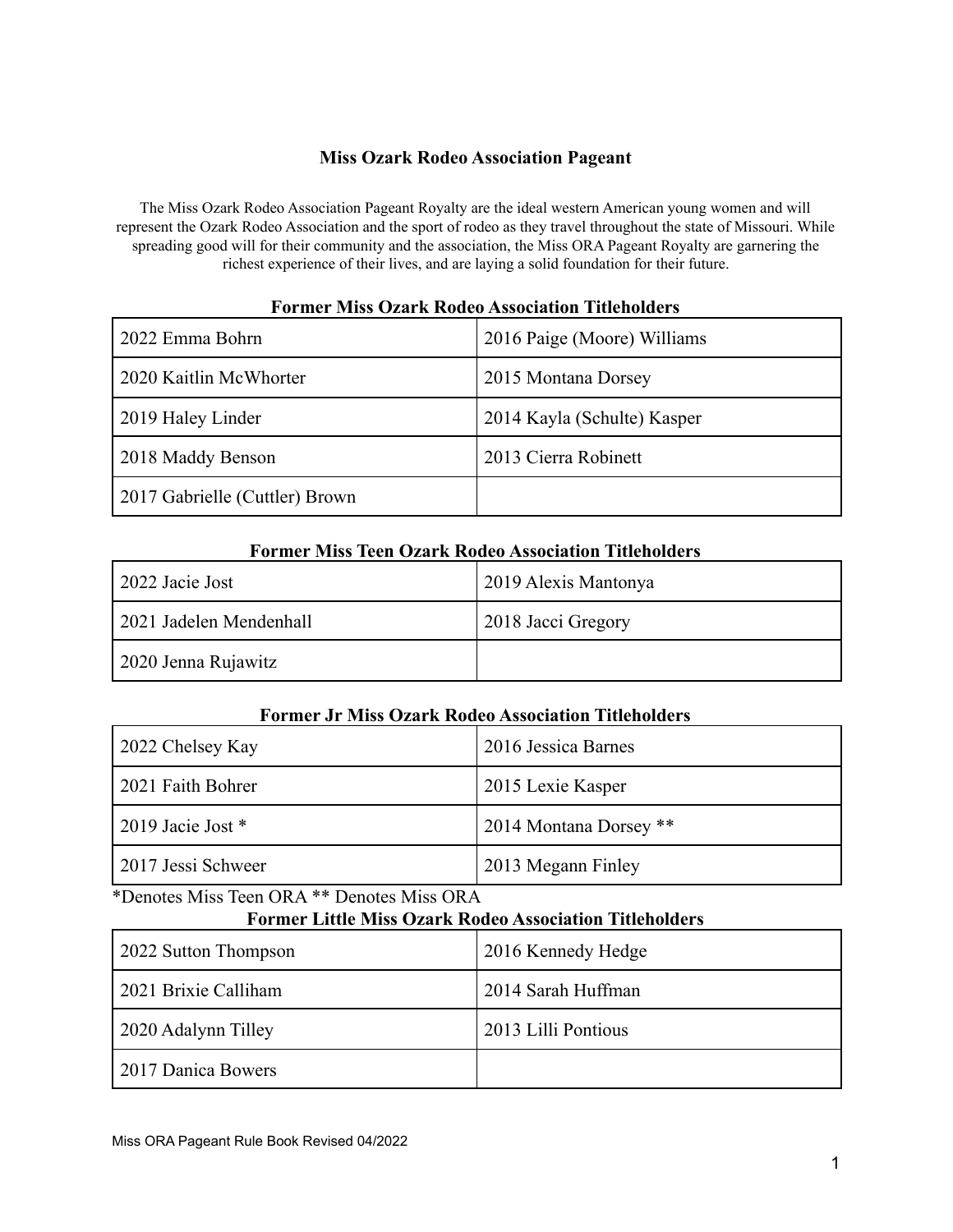# Miss Ozark Rodeo Association Pageant

The Miss Ozark Rodeo Association Pageant Royalty are the ideal western American young women and will represent the Ozark Rodeo Association and the sport of rodeo as they travel throughout the state of Missouri. While spreading good will for their community and the association, the Miss ORA Pageant Royalty are garnering the richest experience of their lives, and are laying a solid foundation for their future.

## Former Miss Ozark Rodeo Association Titleholders

| | |
|---|---|
| 2022 Emma Bohrn | 2016 Paige (Moore) Williams |
| 2020 Kaitlin McWhorter | 2015 Montana Dorsey |
| 2019 Haley Linder | 2014 Kayla (Schulte) Kasper |
| 2018 Maddy Benson | 2013 Cierra Robinett |
| 2017 Gabrielle (Cuttler) Brown | |

## Former Miss Teen Ozark Rodeo Association Titleholders

| | |
|---|---|
| 2022 Jacie Jost | 2019 Alexis Mantonya |
| 2021 Jadelen Mendenhall | 2018 Jacci Gregory |
| 2020 Jenna Rujawitz | |

## Former Jr Miss Ozark Rodeo Association Titleholders

| | |
|---|---|
| 2022 Chelsey Kay | 2016 Jessica Barnes |
| 2021 Faith Bohrer | 2015 Lexie Kasper |
| 2019 Jacie Jost * | 2014 Montana Dorsey ** |
| 2017 Jessi Schweer | 2013 Megann Finley |

*Denotes Miss Teen ORA ** Denotes Miss ORA

## Former Little Miss Ozark Rodeo Association Titleholders

| | |
|---|---|
| 2022 Sutton Thompson | 2016 Kennedy Hedge |
| 2021 Brixie Calliham | 2014 Sarah Huffman |
| 2020 Adalynn Tilley | 2013 Lilli Pontious |
| 2017 Danica Bowers | |

Miss ORA Pageant Rule Book Revised 04/2022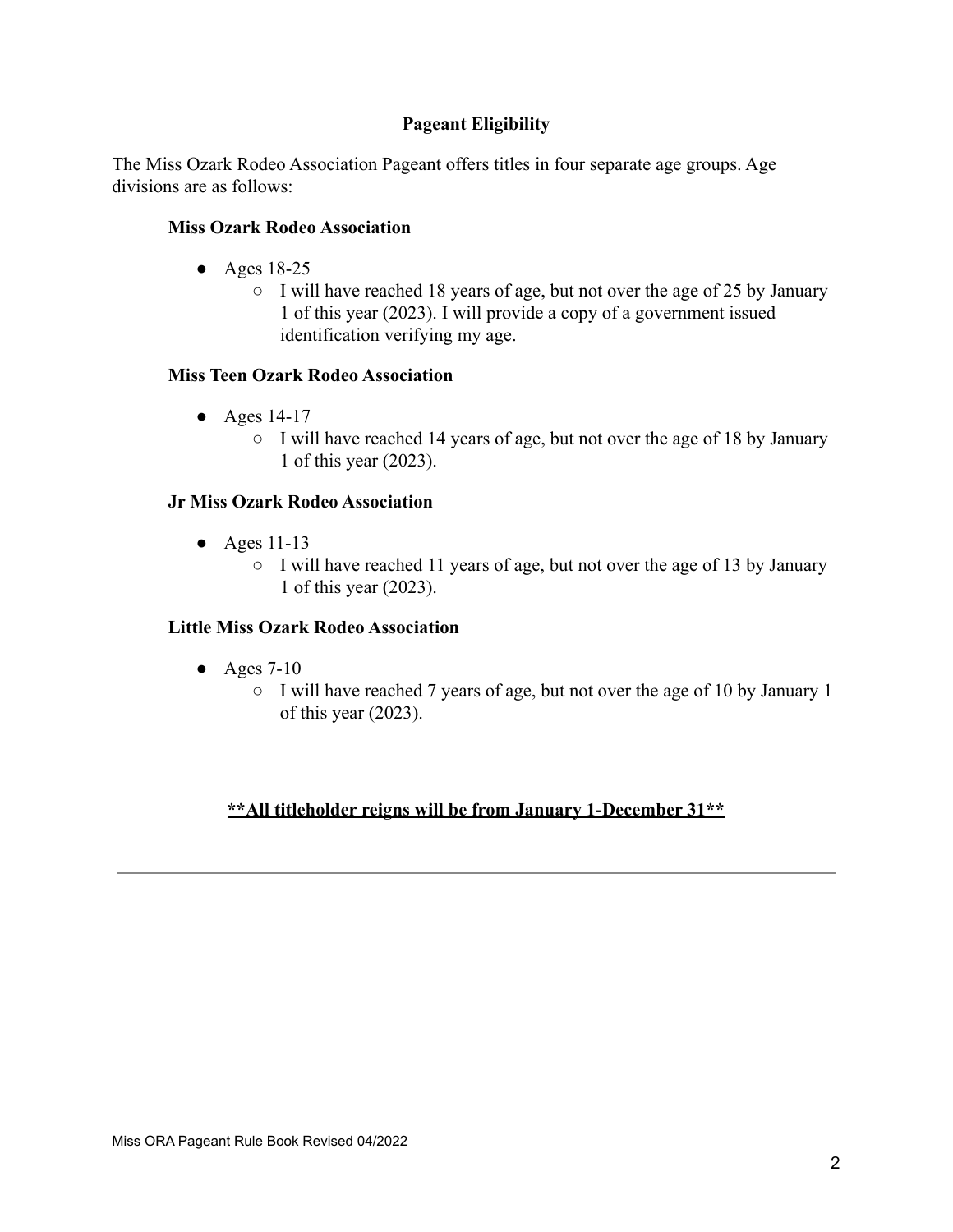## Pageant Eligibility

The Miss Ozark Rodeo Association Pageant offers titles in four separate age groups. Age divisions are as follows:

### Miss Ozark Rodeo Association

- Ages 18-25
  - I will have reached 18 years of age, but not over the age of 25 by January 1 of this year (2023). I will provide a copy of a government issued identification verifying my age.

### Miss Teen Ozark Rodeo Association

- Ages 14-17
  - I will have reached 14 years of age, but not over the age of 18 by January 1 of this year (2023).

### Jr Miss Ozark Rodeo Association

- Ages 11-13
  - I will have reached 11 years of age, but not over the age of 13 by January 1 of this year (2023).

### Little Miss Ozark Rodeo Association

- Ages 7-10
  - I will have reached 7 years of age, but not over the age of 10 by January 1 of this year (2023).

**<u>**All titleholder reigns will be from January 1-December 31**</u>**

---

Miss ORA Pageant Rule Book Revised 04/2022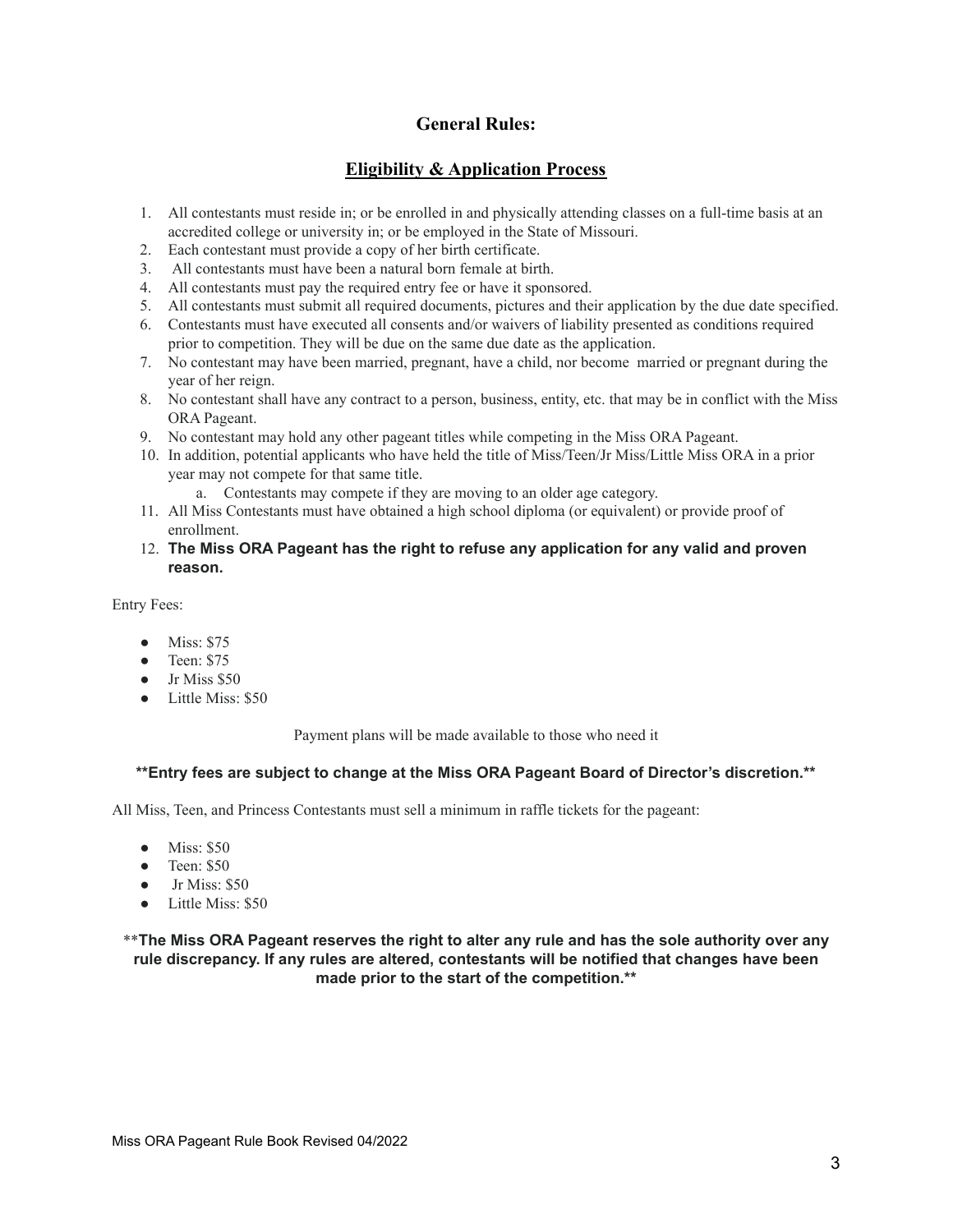## General Rules:

## Eligibility & Application Process

1. All contestants must reside in; or be enrolled in and physically attending classes on a full-time basis at an accredited college or university in; or be employed in the State of Missouri.
2. Each contestant must provide a copy of her birth certificate.
3. All contestants must have been a natural born female at birth.
4. All contestants must pay the required entry fee or have it sponsored.
5. All contestants must submit all required documents, pictures and their application by the due date specified.
6. Contestants must have executed all consents and/or waivers of liability presented as conditions required prior to competition. They will be due on the same due date as the application.
7. No contestant may have been married, pregnant, have a child, nor become married or pregnant during the year of her reign.
8. No contestant shall have any contract to a person, business, entity, etc. that may be in conflict with the Miss ORA Pageant.
9. No contestant may hold any other pageant titles while competing in the Miss ORA Pageant.
10. In addition, potential applicants who have held the title of Miss/Teen/Jr Miss/Little Miss ORA in a prior year may not compete for that same title.
    a. Contestants may compete if they are moving to an older age category.
11. All Miss Contestants must have obtained a high school diploma (or equivalent) or provide proof of enrollment.
12. **The Miss ORA Pageant has the right to refuse any application for any valid and proven reason.**

Entry Fees:

- Miss: $75
- Teen: $75
- Jr Miss $50
- Little Miss: $50

Payment plans will be made available to those who need it

**\*\*Entry fees are subject to change at the Miss ORA Pageant Board of Director's discretion.\*\***

All Miss, Teen, and Princess Contestants must sell a minimum in raffle tickets for the pageant:

- Miss: $50
- Teen: $50
- Jr Miss: $50
- Little Miss: $50

**\*\*The Miss ORA Pageant reserves the right to alter any rule and has the sole authority over any rule discrepancy. If any rules are altered, contestants will be notified that changes have been made prior to the start of the competition.\*\***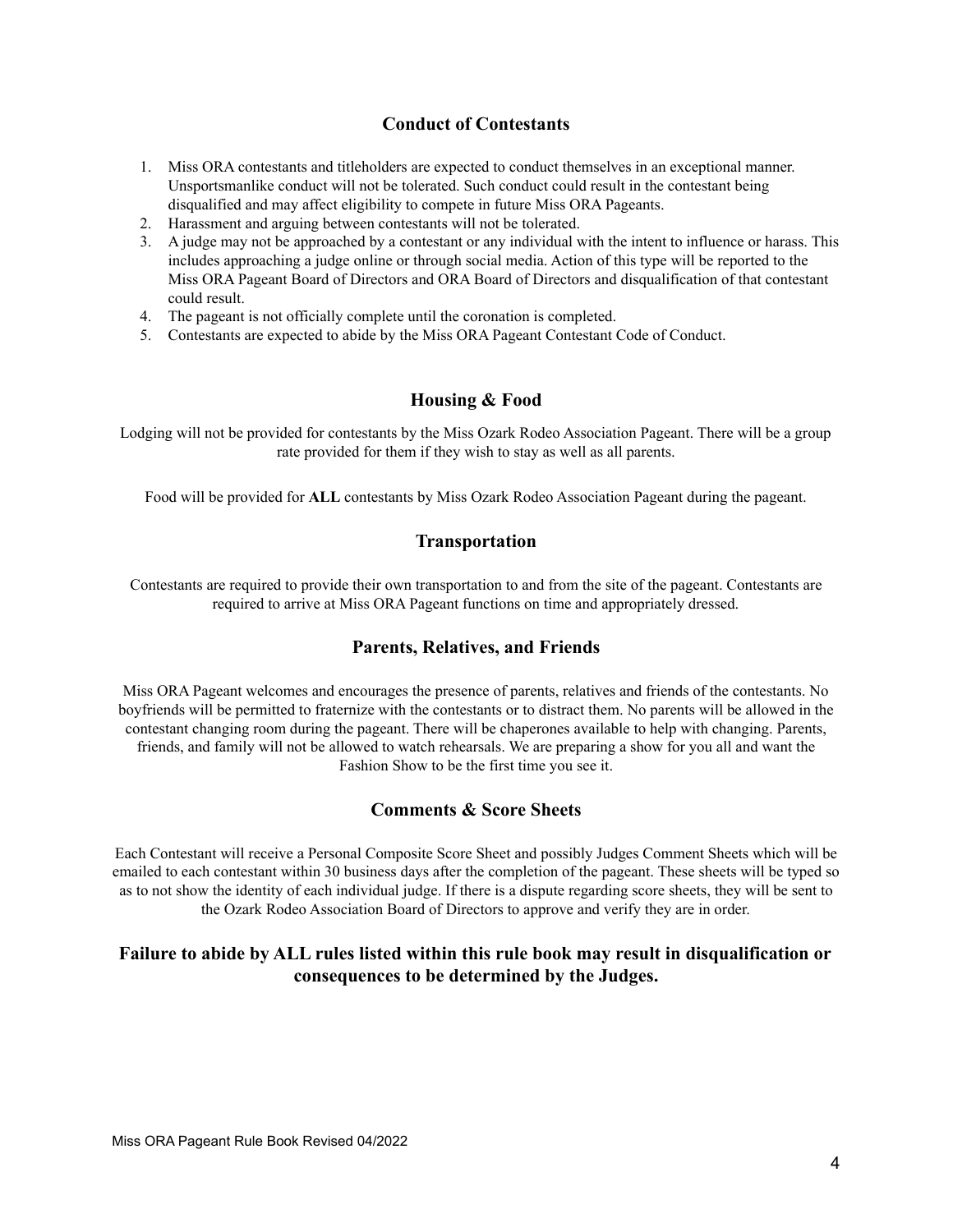## Conduct of Contestants

1. Miss ORA contestants and titleholders are expected to conduct themselves in an exceptional manner. Unsportsmanlike conduct will not be tolerated. Such conduct could result in the contestant being disqualified and may affect eligibility to compete in future Miss ORA Pageants.
2. Harassment and arguing between contestants will not be tolerated.
3. A judge may not be approached by a contestant or any individual with the intent to influence or harass. This includes approaching a judge online or through social media. Action of this type will be reported to the Miss ORA Pageant Board of Directors and ORA Board of Directors and disqualification of that contestant could result.
4. The pageant is not officially complete until the coronation is completed.
5. Contestants are expected to abide by the Miss ORA Pageant Contestant Code of Conduct.

## Housing & Food

Lodging will not be provided for contestants by the Miss Ozark Rodeo Association Pageant. There will be a group rate provided for them if they wish to stay as well as all parents.

Food will be provided for **ALL** contestants by Miss Ozark Rodeo Association Pageant during the pageant.

## Transportation

Contestants are required to provide their own transportation to and from the site of the pageant. Contestants are required to arrive at Miss ORA Pageant functions on time and appropriately dressed.

## Parents, Relatives, and Friends

Miss ORA Pageant welcomes and encourages the presence of parents, relatives and friends of the contestants. No boyfriends will be permitted to fraternize with the contestants or to distract them. No parents will be allowed in the contestant changing room during the pageant. There will be chaperones available to help with changing. Parents, friends, and family will not be allowed to watch rehearsals. We are preparing a show for you all and want the Fashion Show to be the first time you see it.

## Comments & Score Sheets

Each Contestant will receive a Personal Composite Score Sheet and possibly Judges Comment Sheets which will be emailed to each contestant within 30 business days after the completion of the pageant. These sheets will be typed so as to not show the identity of each individual judge. If there is a dispute regarding score sheets, they will be sent to the Ozark Rodeo Association Board of Directors to approve and verify they are in order.

**Failure to abide by ALL rules listed within this rule book may result in disqualification or consequences to be determined by the Judges.**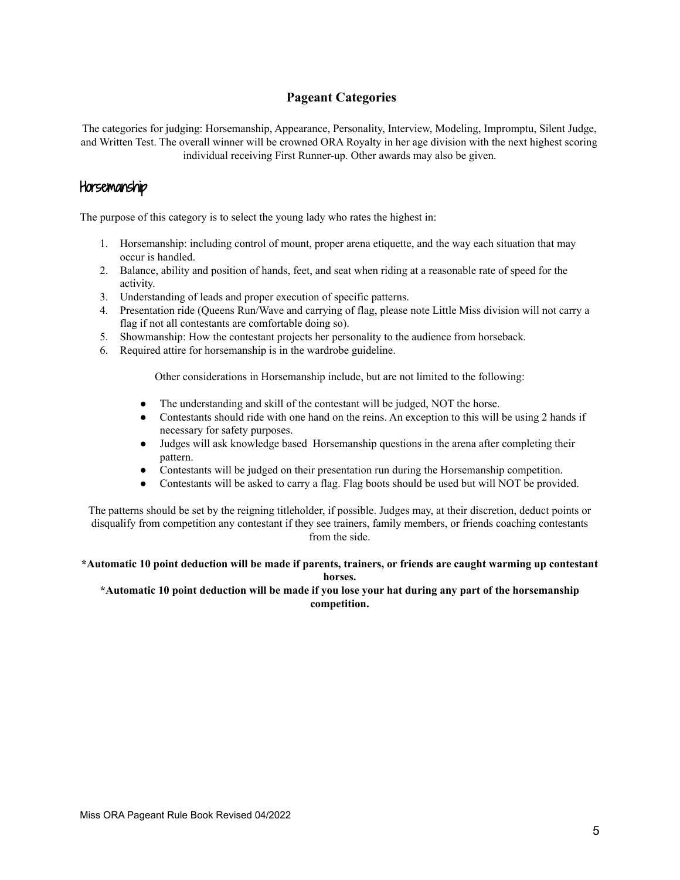## Pageant Categories

The categories for judging: Horsemanship, Appearance, Personality, Interview, Modeling, Impromptu, Silent Judge, and Written Test. The overall winner will be crowned ORA Royalty in her age division with the next highest scoring individual receiving First Runner-up. Other awards may also be given.

### Horsemanship

The purpose of this category is to select the young lady who rates the highest in:

1. Horsemanship: including control of mount, proper arena etiquette, and the way each situation that may occur is handled.
2. Balance, ability and position of hands, feet, and seat when riding at a reasonable rate of speed for the activity.
3. Understanding of leads and proper execution of specific patterns.
4. Presentation ride (Queens Run/Wave and carrying of flag, please note Little Miss division will not carry a flag if not all contestants are comfortable doing so).
5. Showmanship: How the contestant projects her personality to the audience from horseback.
6. Required attire for horsemanship is in the wardrobe guideline.

Other considerations in Horsemanship include, but are not limited to the following:

- The understanding and skill of the contestant will be judged, NOT the horse.
- Contestants should ride with one hand on the reins. An exception to this will be using 2 hands if necessary for safety purposes.
- Judges will ask knowledge based Horsemanship questions in the arena after completing their pattern.
- Contestants will be judged on their presentation run during the Horsemanship competition.
- Contestants will be asked to carry a flag. Flag boots should be used but will NOT be provided.

The patterns should be set by the reigning titleholder, if possible. Judges may, at their discretion, deduct points or disqualify from competition any contestant if they see trainers, family members, or friends coaching contestants from the side.

**\*Automatic 10 point deduction will be made if parents, trainers, or friends are caught warming up contestant horses.**

**\*Automatic 10 point deduction will be made if you lose your hat during any part of the horsemanship competition.**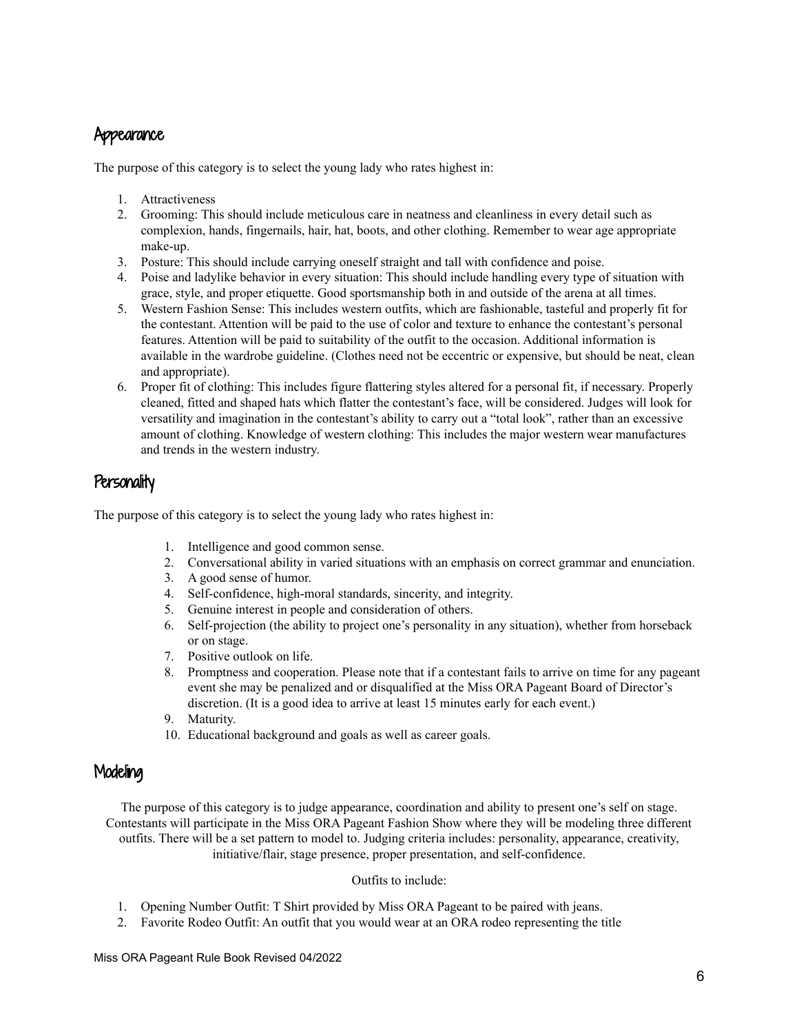## Appearance

The purpose of this category is to select the young lady who rates highest in:

1. Attractiveness
2. Grooming: This should include meticulous care in neatness and cleanliness in every detail such as complexion, hands, fingernails, hair, hat, boots, and other clothing. Remember to wear age appropriate make-up.
3. Posture: This should include carrying oneself straight and tall with confidence and poise.
4. Poise and ladylike behavior in every situation: This should include handling every type of situation with grace, style, and proper etiquette. Good sportsmanship both in and outside of the arena at all times.
5. Western Fashion Sense: This includes western outfits, which are fashionable, tasteful and properly fit for the contestant. Attention will be paid to the use of color and texture to enhance the contestant's personal features. Attention will be paid to suitability of the outfit to the occasion. Additional information is available in the wardrobe guideline. (Clothes need not be eccentric or expensive, but should be neat, clean and appropriate).
6. Proper fit of clothing: This includes figure flattering styles altered for a personal fit, if necessary. Properly cleaned, fitted and shaped hats which flatter the contestant's face, will be considered. Judges will look for versatility and imagination in the contestant's ability to carry out a "total look", rather than an excessive amount of clothing. Knowledge of western clothing: This includes the major western wear manufactures and trends in the western industry.

## Personality

The purpose of this category is to select the young lady who rates highest in:

1. Intelligence and good common sense.
2. Conversational ability in varied situations with an emphasis on correct grammar and enunciation.
3. A good sense of humor.
4. Self-confidence, high-moral standards, sincerity, and integrity.
5. Genuine interest in people and consideration of others.
6. Self-projection (the ability to project one's personality in any situation), whether from horseback or on stage.
7. Positive outlook on life.
8. Promptness and cooperation. Please note that if a contestant fails to arrive on time for any pageant event she may be penalized and or disqualified at the Miss ORA Pageant Board of Director's discretion. (It is a good idea to arrive at least 15 minutes early for each event.)
9. Maturity.
10. Educational background and goals as well as career goals.

## Modeling

The purpose of this category is to judge appearance, coordination and ability to present one's self on stage. Contestants will participate in the Miss ORA Pageant Fashion Show where they will be modeling three different outfits. There will be a set pattern to model to. Judging criteria includes: personality, appearance, creativity, initiative/flair, stage presence, proper presentation, and self-confidence.

Outfits to include:

1. Opening Number Outfit: T Shirt provided by Miss ORA Pageant to be paired with jeans.
2. Favorite Rodeo Outfit: An outfit that you would wear at an ORA rodeo representing the title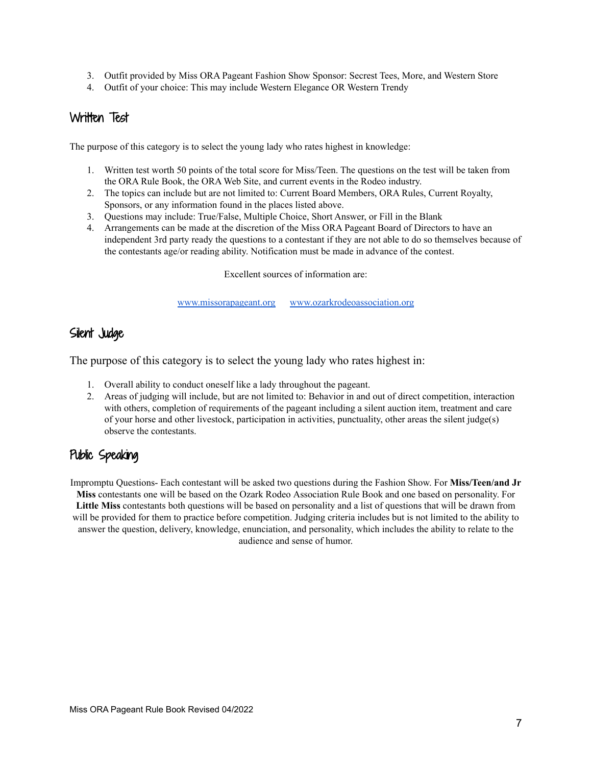3. Outfit provided by Miss ORA Pageant Fashion Show Sponsor: Secrest Tees, More, and Western Store
4. Outfit of your choice: This may include Western Elegance OR Western Trendy

## Written Test

The purpose of this category is to select the young lady who rates highest in knowledge:

1. Written test worth 50 points of the total score for Miss/Teen. The questions on the test will be taken from the ORA Rule Book, the ORA Web Site, and current events in the Rodeo industry.
2. The topics can include but are not limited to: Current Board Members, ORA Rules, Current Royalty, Sponsors, or any information found in the places listed above.
3. Questions may include: True/False, Multiple Choice, Short Answer, or Fill in the Blank
4. Arrangements can be made at the discretion of the Miss ORA Pageant Board of Directors to have an independent 3rd party ready the questions to a contestant if they are not able to do so themselves because of the contestants age/or reading ability. Notification must be made in advance of the contest.

Excellent sources of information are:

www.missorapageant.org     www.ozarkrodeoassociation.org

## Silent Judge

The purpose of this category is to select the young lady who rates highest in:

1. Overall ability to conduct oneself like a lady throughout the pageant.
2. Areas of judging will include, but are not limited to: Behavior in and out of direct competition, interaction with others, completion of requirements of the pageant including a silent auction item, treatment and care of your horse and other livestock, participation in activities, punctuality, other areas the silent judge(s) observe the contestants.

## Public Speaking

Impromptu Questions- Each contestant will be asked two questions during the Fashion Show. For **Miss/Teen/and Jr Miss** contestants one will be based on the Ozark Rodeo Association Rule Book and one based on personality. For **Little Miss** contestants both questions will be based on personality and a list of questions that will be drawn from will be provided for them to practice before competition. Judging criteria includes but is not limited to the ability to answer the question, delivery, knowledge, enunciation, and personality, which includes the ability to relate to the audience and sense of humor.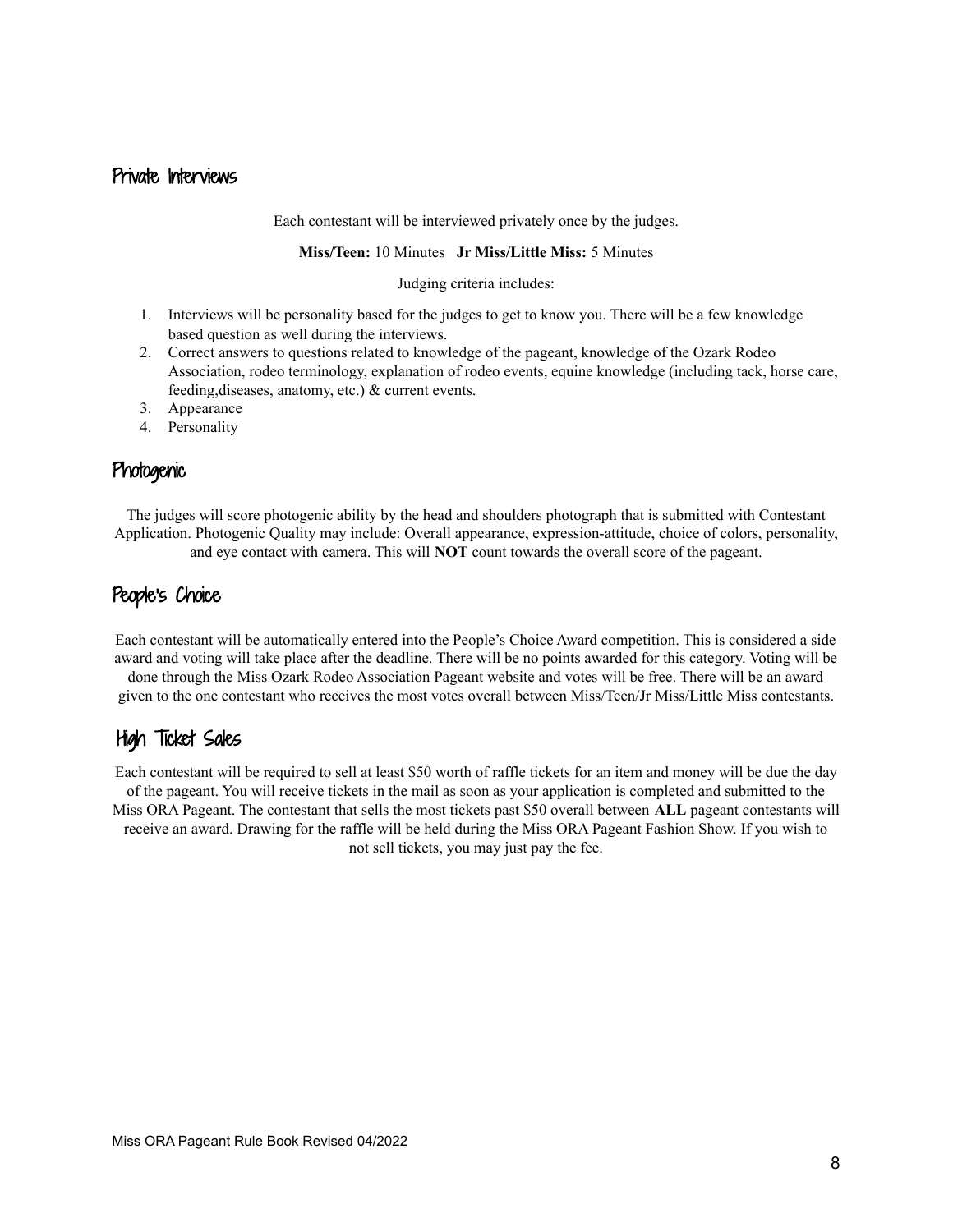## Private Interviews

Each contestant will be interviewed privately once by the judges.

**Miss/Teen:** 10 Minutes **Jr Miss/Little Miss:** 5 Minutes

Judging criteria includes:

1. Interviews will be personality based for the judges to get to know you. There will be a few knowledge based question as well during the interviews.
2. Correct answers to questions related to knowledge of the pageant, knowledge of the Ozark Rodeo Association, rodeo terminology, explanation of rodeo events, equine knowledge (including tack, horse care, feeding,diseases, anatomy, etc.) & current events.
3. Appearance
4. Personality

## Photogenic

The judges will score photogenic ability by the head and shoulders photograph that is submitted with Contestant Application. Photogenic Quality may include: Overall appearance, expression-attitude, choice of colors, personality, and eye contact with camera. This will **NOT** count towards the overall score of the pageant.

## People's Choice

Each contestant will be automatically entered into the People's Choice Award competition. This is considered a side award and voting will take place after the deadline. There will be no points awarded for this category. Voting will be done through the Miss Ozark Rodeo Association Pageant website and votes will be free. There will be an award given to the one contestant who receives the most votes overall between Miss/Teen/Jr Miss/Little Miss contestants.

## High Ticket Sales

Each contestant will be required to sell at least $50 worth of raffle tickets for an item and money will be due the day of the pageant. You will receive tickets in the mail as soon as your application is completed and submitted to the Miss ORA Pageant. The contestant that sells the most tickets past $50 overall between **ALL** pageant contestants will receive an award. Drawing for the raffle will be held during the Miss ORA Pageant Fashion Show. If you wish to not sell tickets, you may just pay the fee.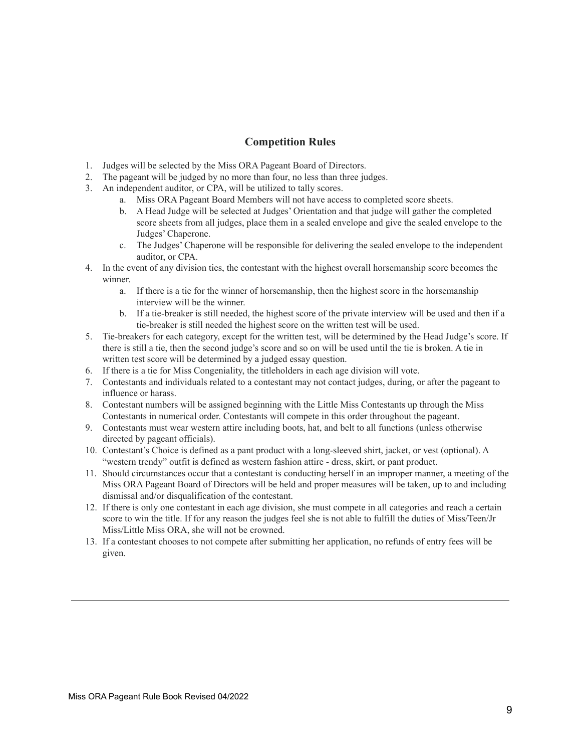## Competition Rules

1. Judges will be selected by the Miss ORA Pageant Board of Directors.
2. The pageant will be judged by no more than four, no less than three judges.
3. An independent auditor, or CPA, will be utilized to tally scores.
    a. Miss ORA Pageant Board Members will not have access to completed score sheets.
    b. A Head Judge will be selected at Judges' Orientation and that judge will gather the completed score sheets from all judges, place them in a sealed envelope and give the sealed envelope to the Judges' Chaperone.
    c. The Judges' Chaperone will be responsible for delivering the sealed envelope to the independent auditor, or CPA.
4. In the event of any division ties, the contestant with the highest overall horsemanship score becomes the winner.
    a. If there is a tie for the winner of horsemanship, then the highest score in the horsemanship interview will be the winner.
    b. If a tie-breaker is still needed, the highest score of the private interview will be used and then if a tie-breaker is still needed the highest score on the written test will be used.
5. Tie-breakers for each category, except for the written test, will be determined by the Head Judge's score. If there is still a tie, then the second judge's score and so on will be used until the tie is broken. A tie in written test score will be determined by a judged essay question.
6. If there is a tie for Miss Congeniality, the titleholders in each age division will vote.
7. Contestants and individuals related to a contestant may not contact judges, during, or after the pageant to influence or harass.
8. Contestant numbers will be assigned beginning with the Little Miss Contestants up through the Miss Contestants in numerical order. Contestants will compete in this order throughout the pageant.
9. Contestants must wear western attire including boots, hat, and belt to all functions (unless otherwise directed by pageant officials).
10. Contestant's Choice is defined as a pant product with a long-sleeved shirt, jacket, or vest (optional). A "western trendy" outfit is defined as western fashion attire - dress, skirt, or pant product.
11. Should circumstances occur that a contestant is conducting herself in an improper manner, a meeting of the Miss ORA Pageant Board of Directors will be held and proper measures will be taken, up to and including dismissal and/or disqualification of the contestant.
12. If there is only one contestant in each age division, she must compete in all categories and reach a certain score to win the title. If for any reason the judges feel she is not able to fulfill the duties of Miss/Teen/Jr Miss/Little Miss ORA, she will not be crowned.
13. If a contestant chooses to not compete after submitting her application, no refunds of entry fees will be given.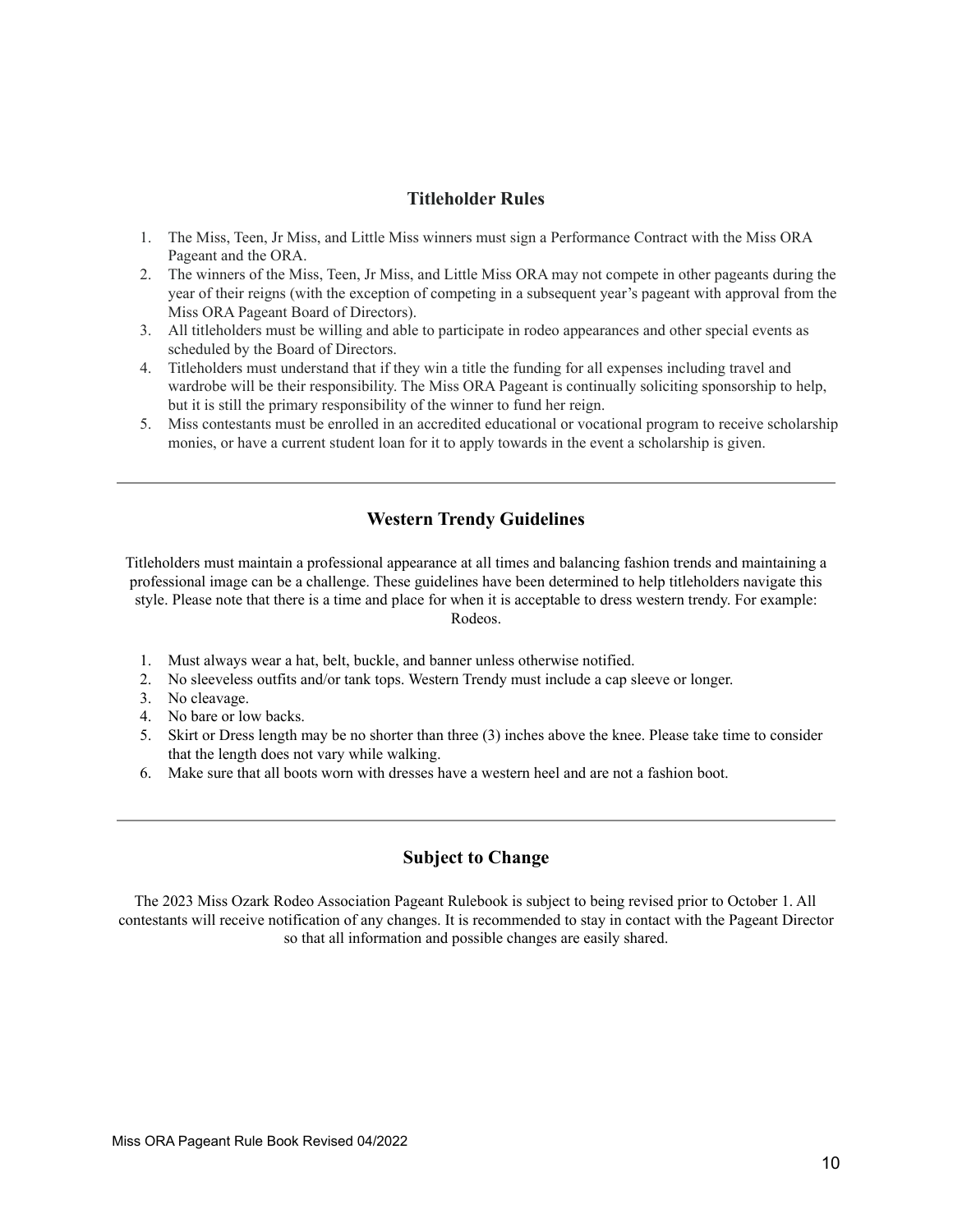## Titleholder Rules

1. The Miss, Teen, Jr Miss, and Little Miss winners must sign a Performance Contract with the Miss ORA Pageant and the ORA.
2. The winners of the Miss, Teen, Jr Miss, and Little Miss ORA may not compete in other pageants during the year of their reigns (with the exception of competing in a subsequent year's pageant with approval from the Miss ORA Pageant Board of Directors).
3. All titleholders must be willing and able to participate in rodeo appearances and other special events as scheduled by the Board of Directors.
4. Titleholders must understand that if they win a title the funding for all expenses including travel and wardrobe will be their responsibility. The Miss ORA Pageant is continually soliciting sponsorship to help, but it is still the primary responsibility of the winner to fund her reign.
5. Miss contestants must be enrolled in an accredited educational or vocational program to receive scholarship monies, or have a current student loan for it to apply towards in the event a scholarship is given.

---

## Western Trendy Guidelines

Titleholders must maintain a professional appearance at all times and balancing fashion trends and maintaining a professional image can be a challenge. These guidelines have been determined to help titleholders navigate this style. Please note that there is a time and place for when it is acceptable to dress western trendy. For example: Rodeos.

1. Must always wear a hat, belt, buckle, and banner unless otherwise notified.
2. No sleeveless outfits and/or tank tops. Western Trendy must include a cap sleeve or longer.
3. No cleavage.
4. No bare or low backs.
5. Skirt or Dress length may be no shorter than three (3) inches above the knee. Please take time to consider that the length does not vary while walking.
6. Make sure that all boots worn with dresses have a western heel and are not a fashion boot.

---

## Subject to Change

The 2023 Miss Ozark Rodeo Association Pageant Rulebook is subject to being revised prior to October 1. All contestants will receive notification of any changes. It is recommended to stay in contact with the Pageant Director so that all information and possible changes are easily shared.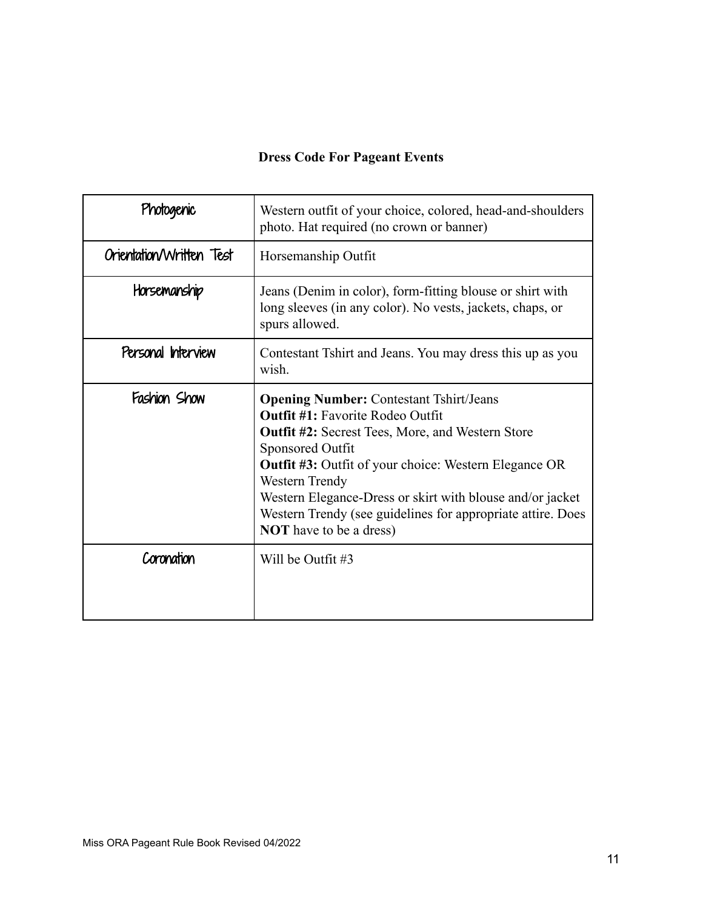**Dress Code For Pageant Events**

| | |
|---|---|
| Photogenic | Western outfit of your choice, colored, head-and-shoulders photo. Hat required (no crown or banner) |
| Orientation/Written Test | Horsemanship Outfit |
| Horsemanship | Jeans (Denim in color), form-fitting blouse or shirt with long sleeves (in any color). No vests, jackets, chaps, or spurs allowed. |
| Personal Interview | Contestant Tshirt and Jeans. You may dress this up as you wish. |
| Fashion Show | **Opening Number:** Contestant Tshirt/Jeans<br>**Outfit #1:** Favorite Rodeo Outfit<br>**Outfit #2:** Secrest Tees, More, and Western Store Sponsored Outfit<br>**Outfit #3:** Outfit of your choice: Western Elegance OR Western Trendy<br>Western Elegance-Dress or skirt with blouse and/or jacket<br>Western Trendy (see guidelines for appropriate attire. Does **NOT** have to be a dress) |
| Coronation | Will be Outfit #3 |

Miss ORA Pageant Rule Book Revised 04/2022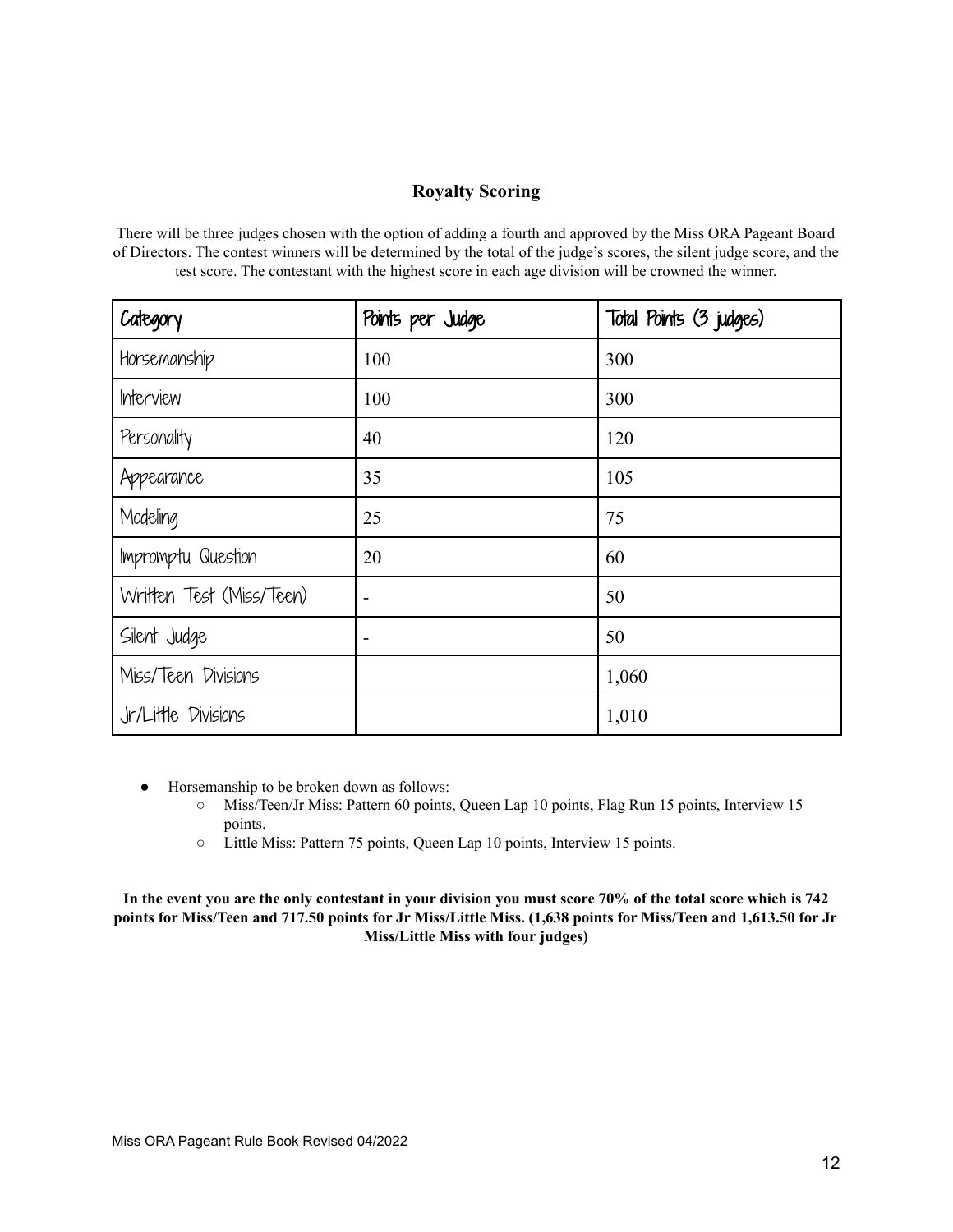## Royalty Scoring

There will be three judges chosen with the option of adding a fourth and approved by the Miss ORA Pageant Board of Directors. The contest winners will be determined by the total of the judge's scores, the silent judge score, and the test score. The contestant with the highest score in each age division will be crowned the winner.

| Category | Points per Judge | Total Points (3 judges) |
|---|---|---|
| Horsemanship | 100 | 300 |
| Interview | 100 | 300 |
| Personality | 40 | 120 |
| Appearance | 35 | 105 |
| Modeling | 25 | 75 |
| Impromptu Question | 20 | 60 |
| Written Test (Miss/Teen) | - | 50 |
| Silent Judge | - | 50 |
| Miss/Teen Divisions | | 1,060 |
| Jr/Little Divisions | | 1,010 |

- Horsemanship to be broken down as follows:
  - Miss/Teen/Jr Miss: Pattern 60 points, Queen Lap 10 points, Flag Run 15 points, Interview 15 points.
  - Little Miss: Pattern 75 points, Queen Lap 10 points, Interview 15 points.

**In the event you are the only contestant in your division you must score 70% of the total score which is 742 points for Miss/Teen and 717.50 points for Jr Miss/Little Miss. (1,638 points for Miss/Teen and 1,613.50 for Jr Miss/Little Miss with four judges)**

Miss ORA Pageant Rule Book Revised 04/2022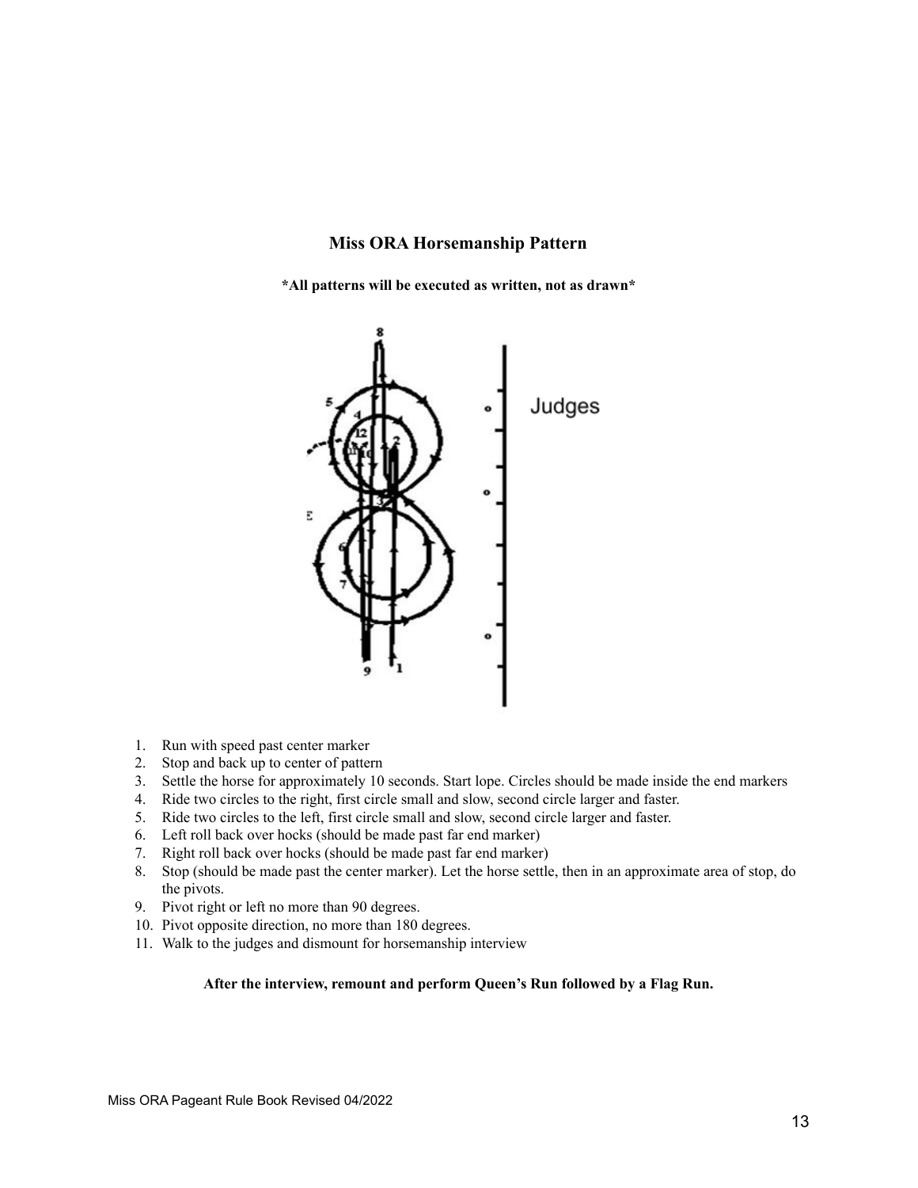## Miss ORA Horsemanship Pattern

**\*All patterns will be executed as written, not as drawn\***

1. Run with speed past center marker
2. Stop and back up to center of pattern
3. Settle the horse for approximately 10 seconds. Start lope. Circles should be made inside the end markers
4. Ride two circles to the right, first circle small and slow, second circle larger and faster.
5. Ride two circles to the left, first circle small and slow, second circle larger and faster.
6. Left roll back over hocks (should be made past far end marker)
7. Right roll back over hocks (should be made past far end marker)
8. Stop (should be made past the center marker). Let the horse settle, then in an approximate area of stop, do the pivots.
9. Pivot right or left no more than 90 degrees.
10. Pivot opposite direction, no more than 180 degrees.
11. Walk to the judges and dismount for horsemanship interview

**After the interview, remount and perform Queen's Run followed by a Flag Run.**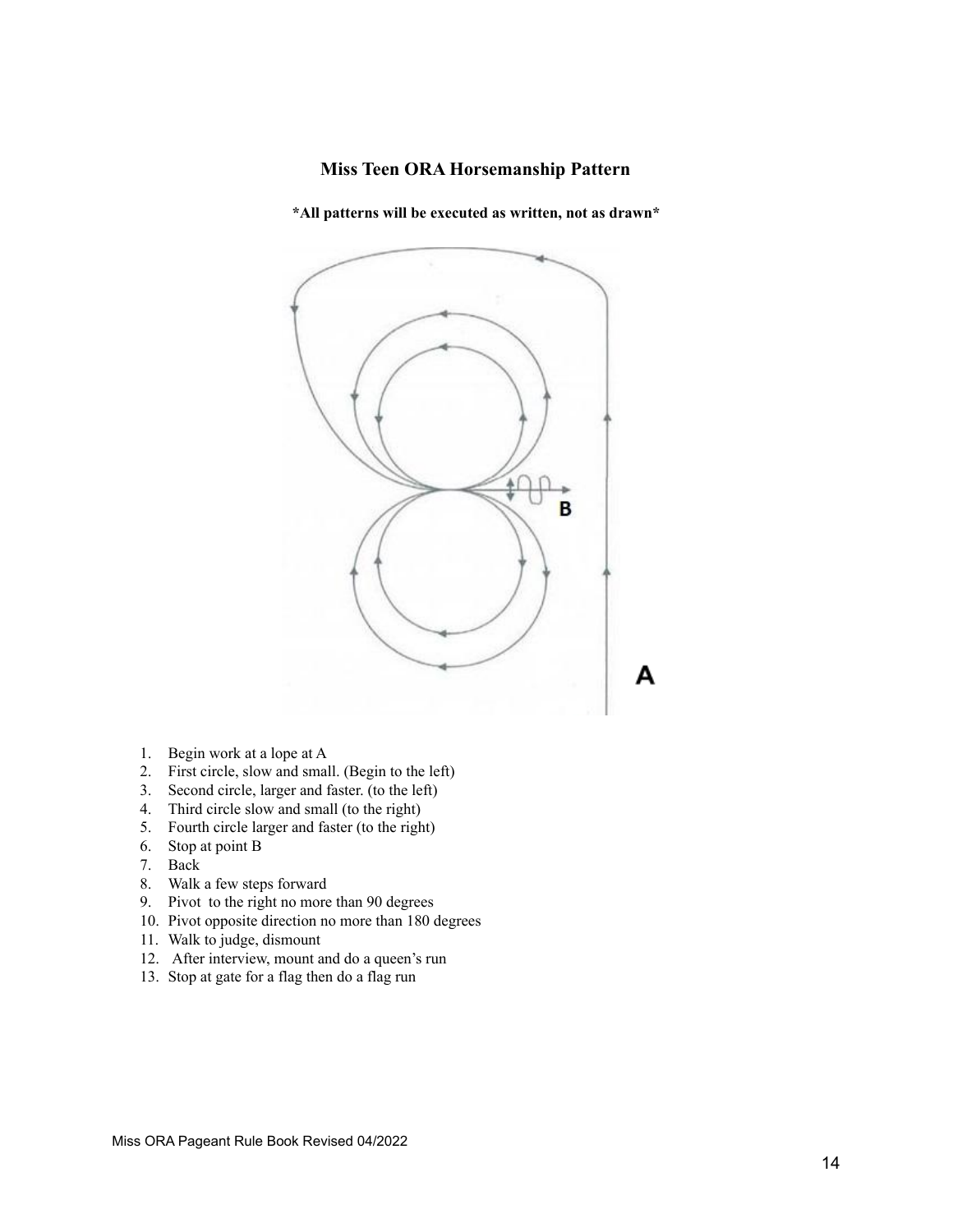**Miss Teen ORA Horsemanship Pattern**

***All patterns will be executed as written, not as drawn***

1. Begin work at a lope at A
2. First circle, slow and small. (Begin to the left)
3. Second circle, larger and faster. (to the left)
4. Third circle slow and small (to the right)
5. Fourth circle larger and faster (to the right)
6. Stop at point B
7. Back
8. Walk a few steps forward
9. Pivot to the right no more than 90 degrees
10. Pivot opposite direction no more than 180 degrees
11. Walk to judge, dismount
12. After interview, mount and do a queen's run
13. Stop at gate for a flag then do a flag run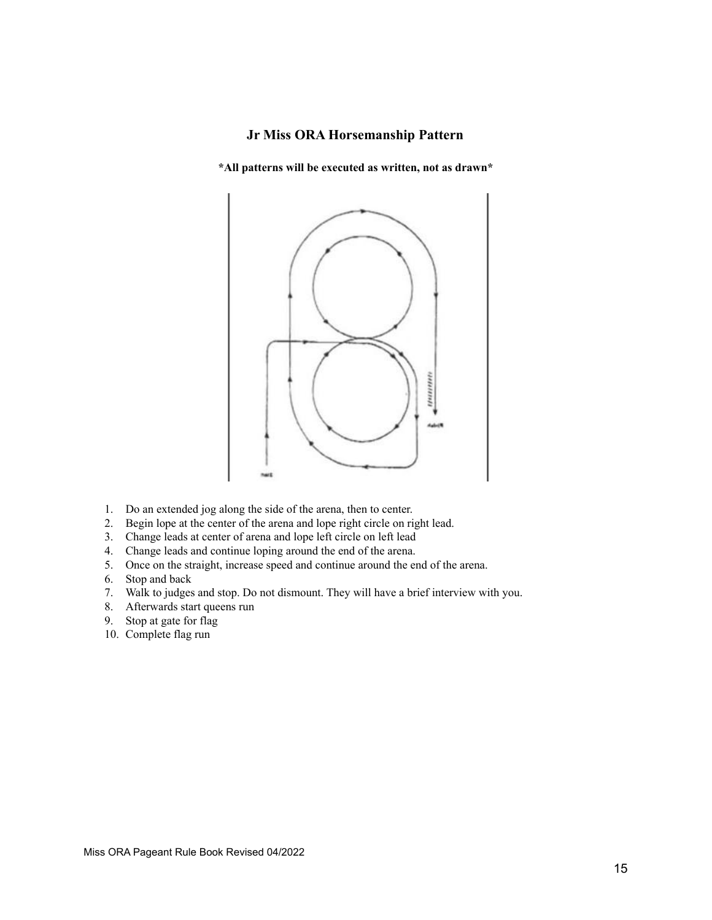### Jr Miss ORA Horsemanship Pattern

**\*All patterns will be executed as written, not as drawn\***

1. Do an extended jog along the side of the arena, then to center.
2. Begin lope at the center of the arena and lope right circle on right lead.
3. Change leads at center of arena and lope left circle on left lead
4. Change leads and continue loping around the end of the arena.
5. Once on the straight, increase speed and continue around the end of the arena.
6. Stop and back
7. Walk to judges and stop. Do not dismount. They will have a brief interview with you.
8. Afterwards start queens run
9. Stop at gate for flag
10. Complete flag run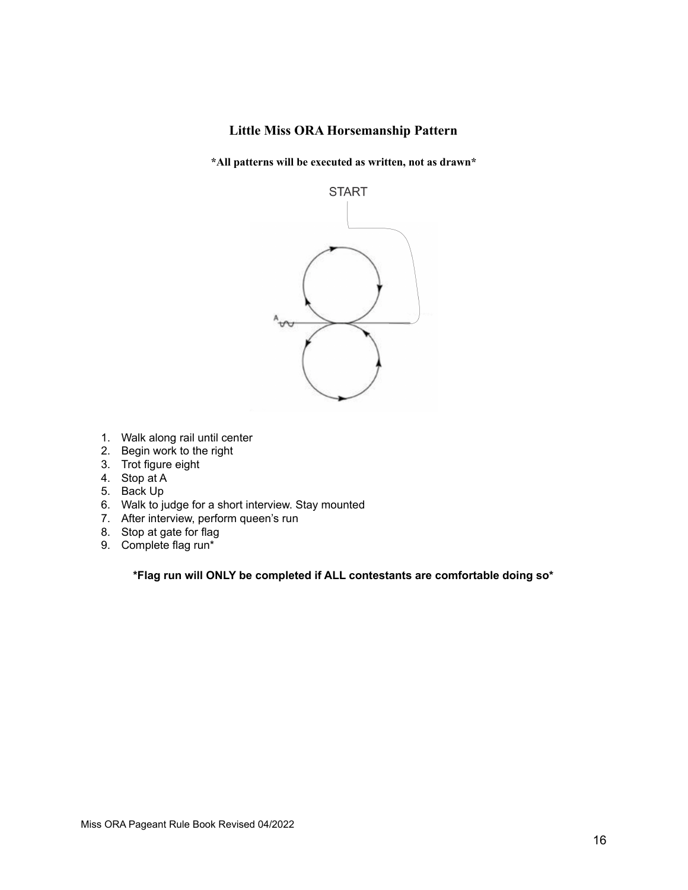## Little Miss ORA Horsemanship Pattern

**\*All patterns will be executed as written, not as drawn\***

1. Walk along rail until center
2. Begin work to the right
3. Trot figure eight
4. Stop at A
5. Back Up
6. Walk to judge for a short interview. Stay mounted
7. After interview, perform queen's run
8. Stop at gate for flag
9. Complete flag run*

**\*Flag run will ONLY be completed if ALL contestants are comfortable doing so\***

Miss ORA Pageant Rule Book Revised 04/2022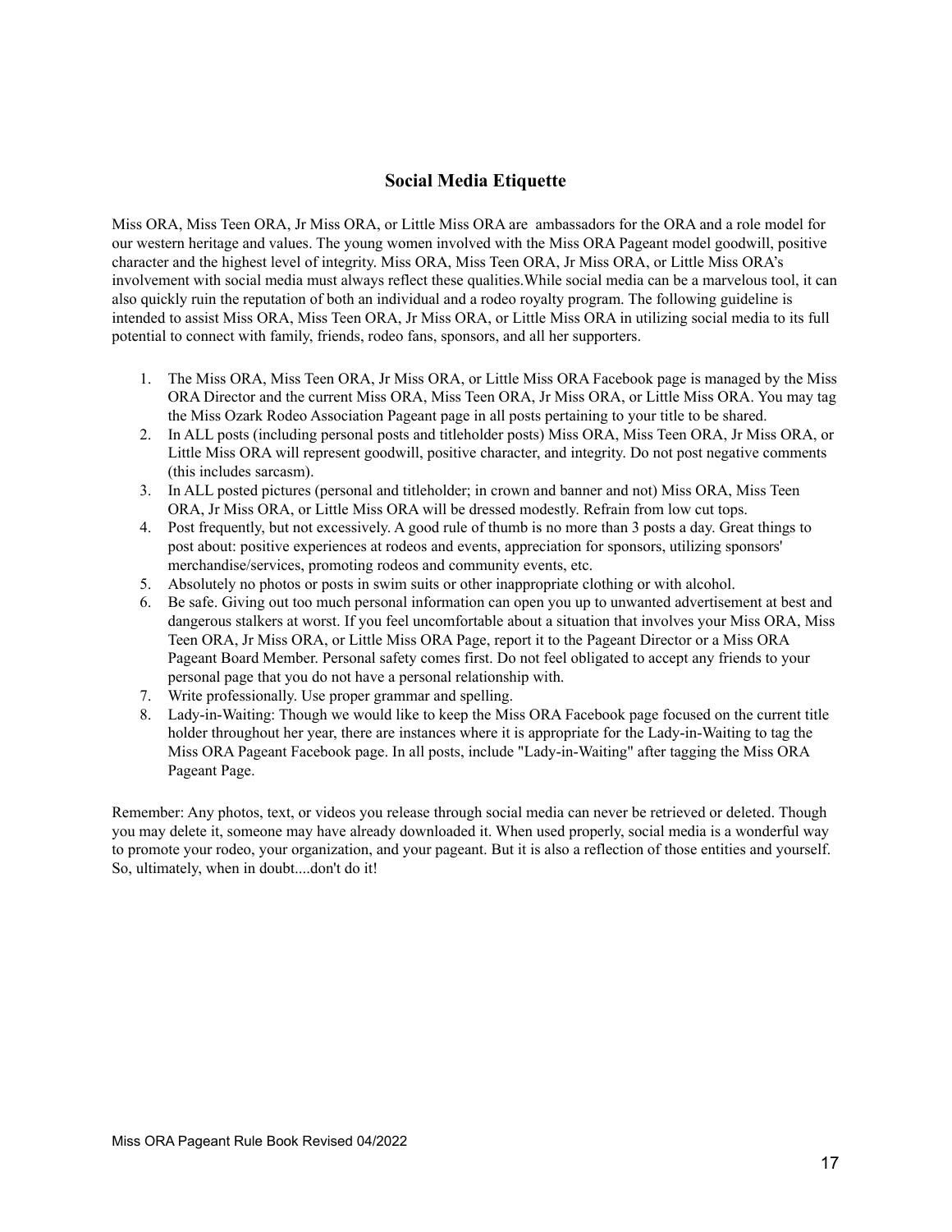## Social Media Etiquette

Miss ORA, Miss Teen ORA, Jr Miss ORA, or Little Miss ORA are ambassadors for the ORA and a role model for our western heritage and values. The young women involved with the Miss ORA Pageant model goodwill, positive character and the highest level of integrity. Miss ORA, Miss Teen ORA, Jr Miss ORA, or Little Miss ORA's involvement with social media must always reflect these qualities.While social media can be a marvelous tool, it can also quickly ruin the reputation of both an individual and a rodeo royalty program. The following guideline is intended to assist Miss ORA, Miss Teen ORA, Jr Miss ORA, or Little Miss ORA in utilizing social media to its full potential to connect with family, friends, rodeo fans, sponsors, and all her supporters.

1. The Miss ORA, Miss Teen ORA, Jr Miss ORA, or Little Miss ORA Facebook page is managed by the Miss ORA Director and the current Miss ORA, Miss Teen ORA, Jr Miss ORA, or Little Miss ORA. You may tag the Miss Ozark Rodeo Association Pageant page in all posts pertaining to your title to be shared.
2. In ALL posts (including personal posts and titleholder posts) Miss ORA, Miss Teen ORA, Jr Miss ORA, or Little Miss ORA will represent goodwill, positive character, and integrity. Do not post negative comments (this includes sarcasm).
3. In ALL posted pictures (personal and titleholder; in crown and banner and not) Miss ORA, Miss Teen ORA, Jr Miss ORA, or Little Miss ORA will be dressed modestly. Refrain from low cut tops.
4. Post frequently, but not excessively. A good rule of thumb is no more than 3 posts a day. Great things to post about: positive experiences at rodeos and events, appreciation for sponsors, utilizing sponsors' merchandise/services, promoting rodeos and community events, etc.
5. Absolutely no photos or posts in swim suits or other inappropriate clothing or with alcohol.
6. Be safe. Giving out too much personal information can open you up to unwanted advertisement at best and dangerous stalkers at worst. If you feel uncomfortable about a situation that involves your Miss ORA, Miss Teen ORA, Jr Miss ORA, or Little Miss ORA Page, report it to the Pageant Director or a Miss ORA Pageant Board Member. Personal safety comes first. Do not feel obligated to accept any friends to your personal page that you do not have a personal relationship with.
7. Write professionally. Use proper grammar and spelling.
8. Lady-in-Waiting: Though we would like to keep the Miss ORA Facebook page focused on the current title holder throughout her year, there are instances where it is appropriate for the Lady-in-Waiting to tag the Miss ORA Pageant Facebook page. In all posts, include "Lady-in-Waiting" after tagging the Miss ORA Pageant Page.

Remember: Any photos, text, or videos you release through social media can never be retrieved or deleted. Though you may delete it, someone may have already downloaded it. When used properly, social media is a wonderful way to promote your rodeo, your organization, and your pageant. But it is also a reflection of those entities and yourself. So, ultimately, when in doubt....don't do it!